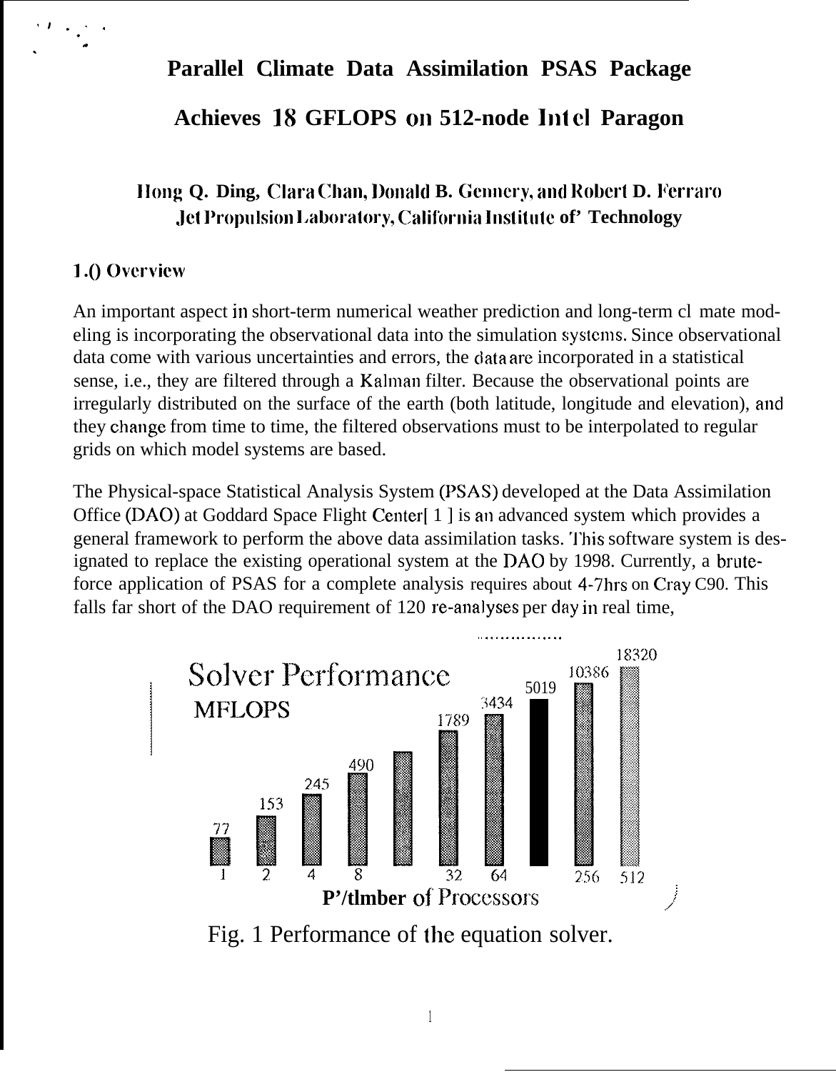# Parallel Climate Data Assimilation PSAS Package Achieves 18 GFLOPS on 512-node Intel Paragon

**Hong Q. Ding, Clara Chan, Donald B. Gennery, and Robert D. Ferraro**
**Jet Propulsion Laboratory, California Institute of Technology**

## 1.0 Overview

An important aspect in short-term numerical weather prediction and long-term climate modeling is incorporating the observational data into the simulation systems. Since observational data come with various uncertainties and errors, the data are incorporated in a statistical sense, i.e., they are filtered through a Kalman filter. Because the observational points are irregularly distributed on the surface of the earth (both latitude, longitude and elevation), and they change from time to time, the filtered observations must to be interpolated to regular grids on which model systems are based.

The Physical-space Statistical Analysis System (PSAS) developed at the Data Assimilation Office (DAO) at Goddard Space Flight Center[1] is an advanced system which provides a general framework to perform the above data assimilation tasks. This software system is designated to replace the existing operational system at the DAO by 1998. Currently, a brute-force application of PSAS for a complete analysis requires about 4-7hrs on Cray C90. This falls far short of the DAO requirement of 120 re-analyses per day in real time,

Solver Performance MFLOPS

| Number of Processors | 1 | 2 | 4 | 8 | | 32 | 64 | | 256 | 512 |
|---|---|---|---|---|---|---|---|---|---|---|
| MFLOPS | 77 | 153 | 245 | 490 | | 1789 | 3434 | 5019 | 10386 | 18320 |

Fig. 1 Performance of the equation solver.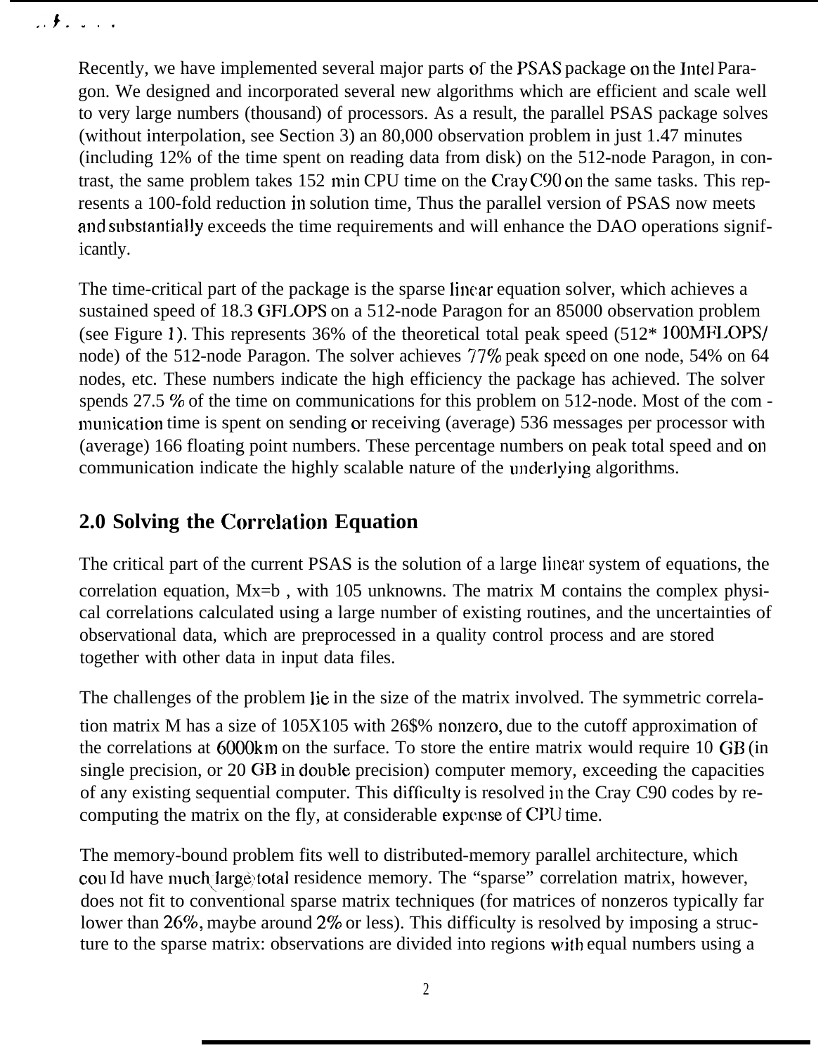Recently, we have implemented several major parts of the PSAS package on the Intel Paragon. We designed and incorporated several new algorithms which are efficient and scale well to very large numbers (thousand) of processors. As a result, the parallel PSAS package solves (without interpolation, see Section 3) an 80,000 observation problem in just 1.47 minutes (including 12% of the time spent on reading data from disk) on the 512-node Paragon, in contrast, the same problem takes 152 min CPU time on the Cray C90 on the same tasks. This represents a 100-fold reduction in solution time, Thus the parallel version of PSAS now meets and substantially exceeds the time requirements and will enhance the DAO operations significantly.

The time-critical part of the package is the sparse linear equation solver, which achieves a sustained speed of 18.3 GFLOPS on a 512-node Paragon for an 85000 observation problem (see Figure 1). This represents 36% of the theoretical total peak speed (512* 100MFLOPS/node) of the 512-node Paragon. The solver achieves 77% peak speed on one node, 54% on 64 nodes, etc. These numbers indicate the high efficiency the package has achieved. The solver spends 27.5 % of the time on communications for this problem on 512-node. Most of the communication time is spent on sending or receiving (average) 536 messages per processor with (average) 166 floating point numbers. These percentage numbers on peak total speed and on communication indicate the highly scalable nature of the underlying algorithms.

## 2.0 Solving the Correlation Equation

The critical part of the current PSAS is the solution of a large linear system of equations, the correlation equation, $Mx=b$ , with 105 unknowns. The matrix M contains the complex physical correlations calculated using a large number of existing routines, and the uncertainties of observational data, which are preprocessed in a quality control process and are stored together with other data in input data files.

The challenges of the problem lie in the size of the matrix involved. The symmetric correlation matrix M has a size of 105X105 with 26$% nonzero, due to the cutoff approximation of the correlations at 6000km on the surface. To store the entire matrix would require 10 GB (in single precision, or 20 GB in double precision) computer memory, exceeding the capacities of any existing sequential computer. This difficulty is resolved in the Cray C90 codes by recomputing the matrix on the fly, at considerable expense of CPU time.

The memory-bound problem fits well to distributed-memory parallel architecture, which could have much large total residence memory. The "sparse" correlation matrix, however, does not fit to conventional sparse matrix techniques (for matrices of nonzeros typically far lower than 26%, maybe around 2% or less). This difficulty is resolved by imposing a structure to the sparse matrix: observations are divided into regions with equal numbers using a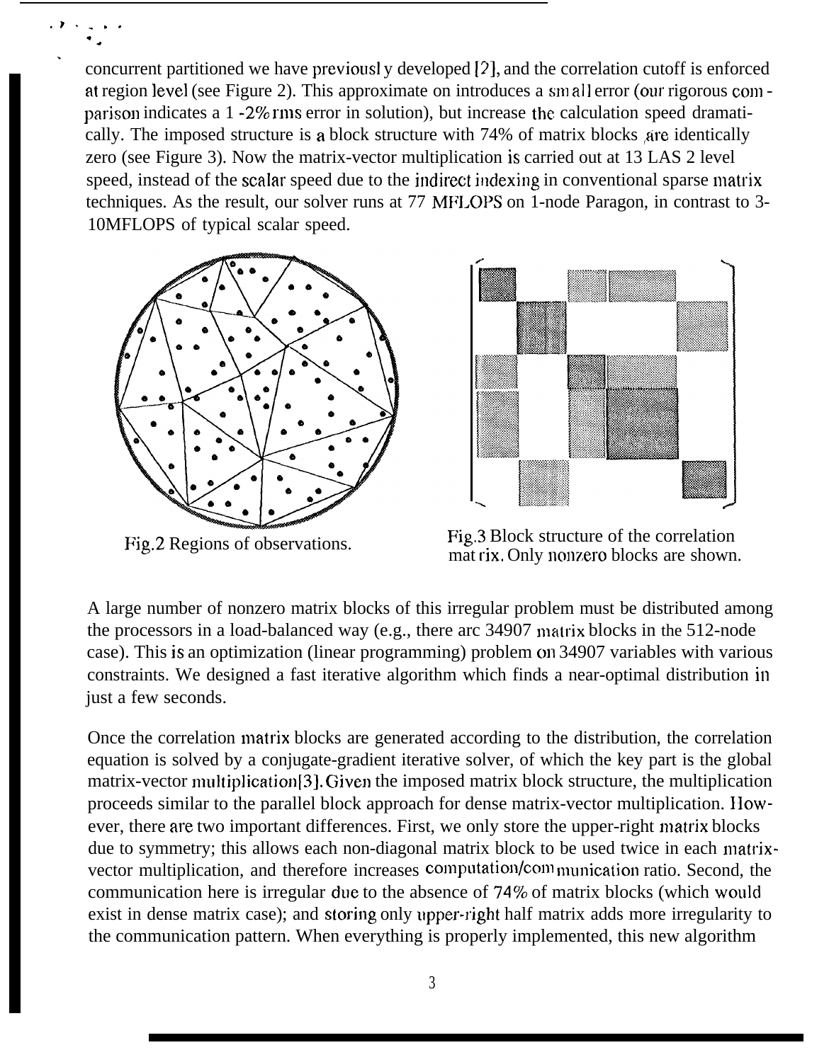concurrent partitioned we have previously developed [2], and the correlation cutoff is enforced at region level (see Figure 2). This approximate on introduces a small error (our rigorous comparison indicates a 1-2% rms error in solution), but increase the calculation speed dramatically. The imposed structure is a block structure with 74% of matrix blocks are identically zero (see Figure 3). Now the matrix-vector multiplication is carried out at 13 LAS 2 level speed, instead of the scalar speed due to the indirect indexing in conventional sparse matrix techniques. As the result, our solver runs at 77 MFLOPS on 1-node Paragon, in contrast to 3-10MFLOPS of typical scalar speed.

Fig.2 Regions of observations.

Fig.3 Block structure of the correlation matrix. Only nonzero blocks are shown.

A large number of nonzero matrix blocks of this irregular problem must be distributed among the processors in a load-balanced way (e.g., there arc 34907 matrix blocks in the 512-node case). This is an optimization (linear programming) problem on 34907 variables with various constraints. We designed a fast iterative algorithm which finds a near-optimal distribution in just a few seconds.

Once the correlation matrix blocks are generated according to the distribution, the correlation equation is solved by a conjugate-gradient iterative solver, of which the key part is the global matrix-vector multiplication[3]. Given the imposed matrix block structure, the multiplication proceeds similar to the parallel block approach for dense matrix-vector multiplication. However, there are two important differences. First, we only store the upper-right matrix blocks due to symmetry; this allows each non-diagonal matrix block to be used twice in each matrix-vector multiplication, and therefore increases computation/communication ratio. Second, the communication here is irregular due to the absence of 74% of matrix blocks (which would exist in dense matrix case); and storing only upper-right half matrix adds more irregularity to the communication pattern. When everything is properly implemented, this new algorithm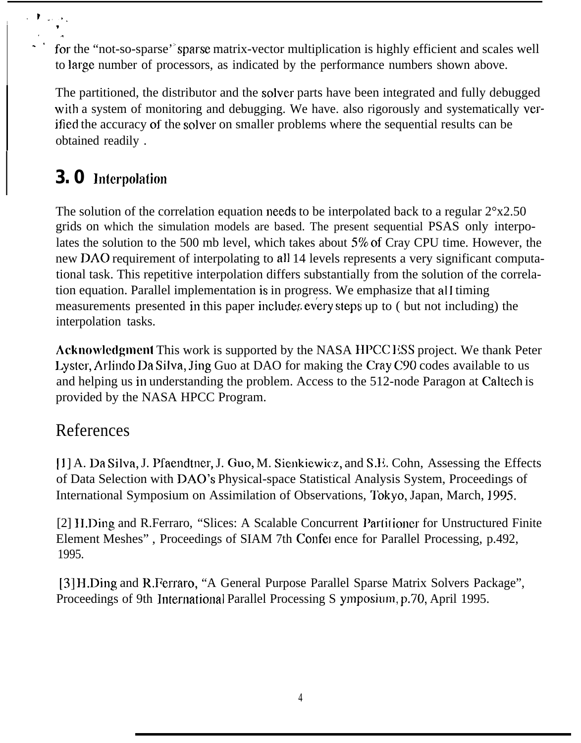for the "not-so-sparse" sparse matrix-vector multiplication is highly efficient and scales well to large number of processors, as indicated by the performance numbers shown above.

The partitioned, the distributor and the solver parts have been integrated and fully debugged with a system of monitoring and debugging. We have. also rigorously and systematically verified the accuracy of the solver on smaller problems where the sequential results can be obtained readily .

## 3. 0 Interpolation

The solution of the correlation equation needs to be interpolated back to a regular 2°x2.50 grids on which the simulation models are based. The present sequential PSAS only interpolates the solution to the 500 mb level, which takes about 5% of Cray CPU time. However, the new DAO requirement of interpolating to all 14 levels represents a very significant computational task. This repetitive interpolation differs substantially from the solution of the correlation equation. Parallel implementation is in progress. We emphasize that all timing measurements presented in this paper includes every steps up to ( but not including) the interpolation tasks.

**Acknowledgment** This work is supported by the NASA HPCC ESS project. We thank Peter Lyster, Arlindo Da Silva, Jing Guo at DAO for making the Cray C90 codes available to us and helping us in understanding the problem. Access to the 512-node Paragon at Caltech is provided by the NASA HPCC Program.

## References

[1] A. Da Silva, J. Pfaendtner, J. Guo, M. Sienkiewicz, and S.E. Cohn, Assessing the Effects of Data Selection with DAO's Physical-space Statistical Analysis System, Proceedings of International Symposium on Assimilation of Observations, Tokyo, Japan, March, 1995.

[2] H.Ding and R.Ferraro, "Slices: A Scalable Concurrent Partitioner for Unstructured Finite Element Meshes" , Proceedings of SIAM 7th Conference for Parallel Processing, p.492, 1995.

[3] H.Ding and R.Ferraro, "A General Purpose Parallel Sparse Matrix Solvers Package", Proceedings of 9th International Parallel Processing Symposium, p.70, April 1995.